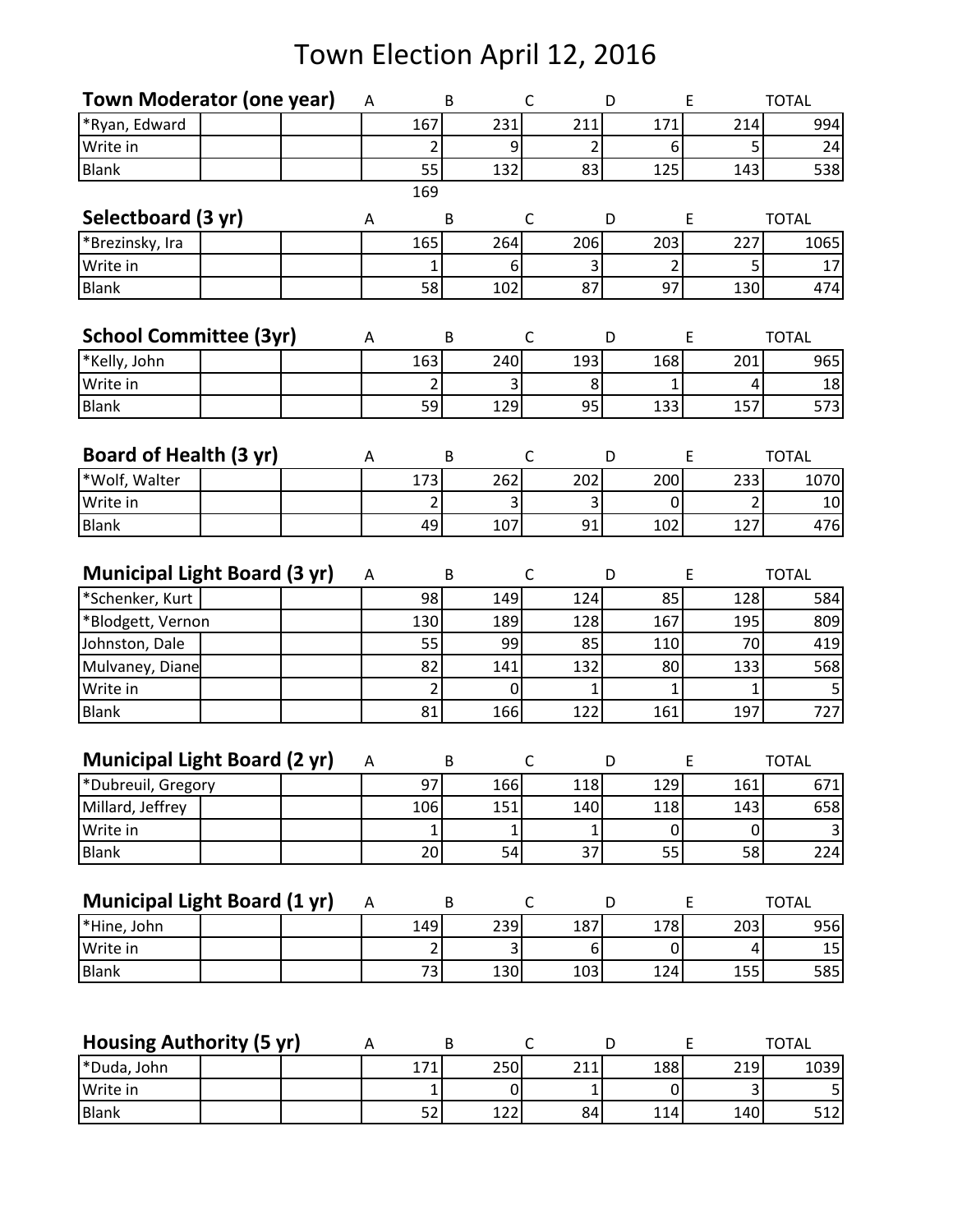# Town Election April 12, 2016

## Town Moderator (one year)

| | A | B | C | D | E | TOTAL |
|---|---|---|---|---|---|---|
| *Ryan, Edward | 167 | 231 | 211 | 171 | 214 | 994 |
| Write in | 2 | 9 | 2 | 6 | 5 | 24 |
| Blank | 55 | 132 | 83 | 125 | 143 | 538 |

169

## Selectboard (3 yr)

| | A | B | C | D | E | TOTAL |
|---|---|---|---|---|---|---|
| *Brezinsky, Ira | 165 | 264 | 206 | 203 | 227 | 1065 |
| Write in | 1 | 6 | 3 | 2 | 5 | 17 |
| Blank | 58 | 102 | 87 | 97 | 130 | 474 |

## School Committee (3yr)

| | A | B | C | D | E | TOTAL |
|---|---|---|---|---|---|---|
| *Kelly, John | 163 | 240 | 193 | 168 | 201 | 965 |
| Write in | 2 | 3 | 8 | 1 | 4 | 18 |
| Blank | 59 | 129 | 95 | 133 | 157 | 573 |

## Board of Health (3 yr)

| | A | B | C | D | E | TOTAL |
|---|---|---|---|---|---|---|
| *Wolf, Walter | 173 | 262 | 202 | 200 | 233 | 1070 |
| Write in | 2 | 3 | 3 | 0 | 2 | 10 |
| Blank | 49 | 107 | 91 | 102 | 127 | 476 |

## Municipal Light Board (3 yr)

| | A | B | C | D | E | TOTAL |
|---|---|---|---|---|---|---|
| *Schenker, Kurt | 98 | 149 | 124 | 85 | 128 | 584 |
| *Blodgett, Vernon | 130 | 189 | 128 | 167 | 195 | 809 |
| Johnston, Dale | 55 | 99 | 85 | 110 | 70 | 419 |
| Mulvaney, Diane | 82 | 141 | 132 | 80 | 133 | 568 |
| Write in | 2 | 0 | 1 | 1 | 1 | 5 |
| Blank | 81 | 166 | 122 | 161 | 197 | 727 |

## Municipal Light Board (2 yr)

| | A | B | C | D | E | TOTAL |
|---|---|---|---|---|---|---|
| *Dubreuil, Gregory | 97 | 166 | 118 | 129 | 161 | 671 |
| Millard, Jeffrey | 106 | 151 | 140 | 118 | 143 | 658 |
| Write in | 1 | 1 | 1 | 0 | 0 | 3 |
| Blank | 20 | 54 | 37 | 55 | 58 | 224 |

## Municipal Light Board (1 yr)

| | A | B | C | D | E | TOTAL |
|---|---|---|---|---|---|---|
| *Hine, John | 149 | 239 | 187 | 178 | 203 | 956 |
| Write in | 2 | 3 | 6 | 0 | 4 | 15 |
| Blank | 73 | 130 | 103 | 124 | 155 | 585 |

## Housing Authority (5 yr)

| | A | B | C | D | E | TOTAL |
|---|---|---|---|---|---|---|
| *Duda, John | 171 | 250 | 211 | 188 | 219 | 1039 |
| Write in | 1 | 0 | 1 | 0 | 3 | 5 |
| Blank | 52 | 122 | 84 | 114 | 140 | 512 |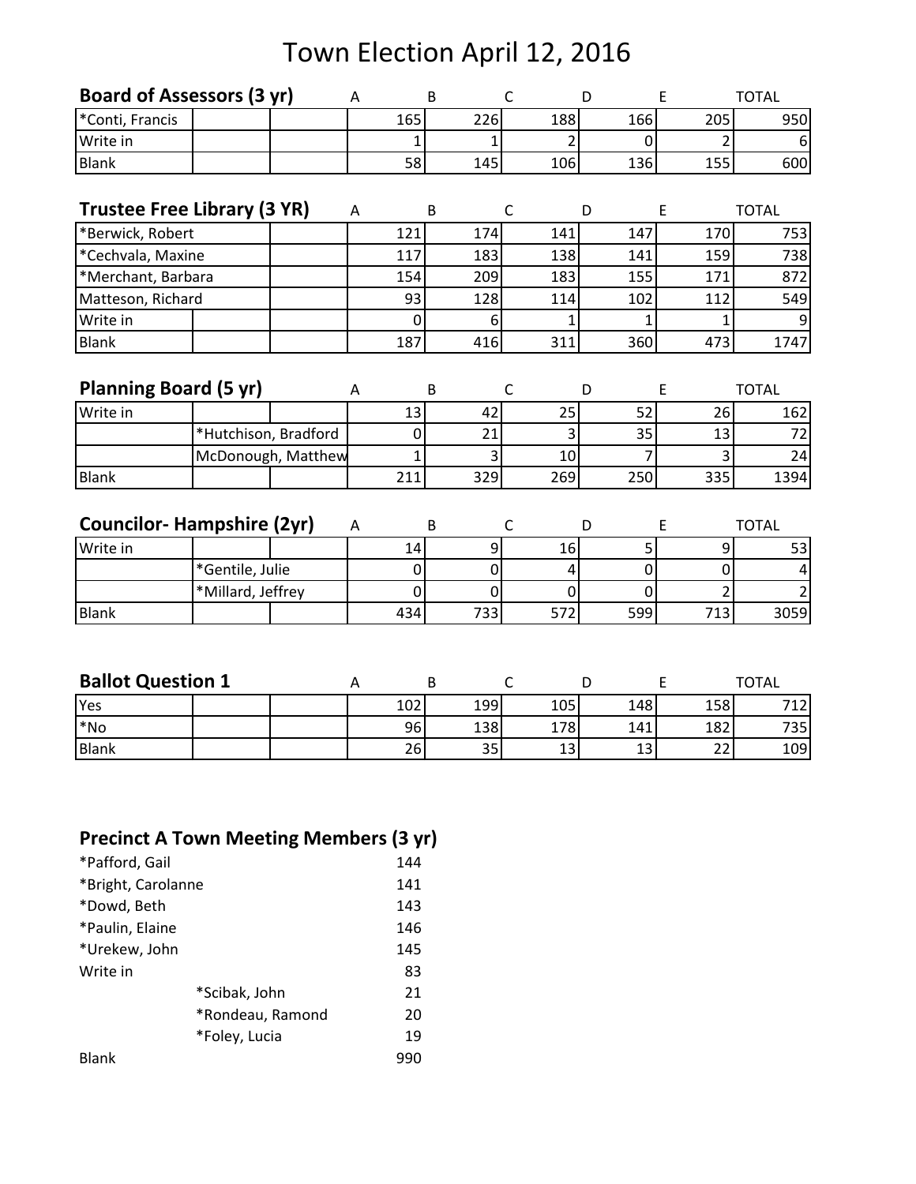# Town Election April 12, 2016

## Board of Assessors (3 yr)

| | | | A | B | C | D | E | TOTAL |
|---|---|---|---|---|---|---|---|---|
| *Conti, Francis | | | 165 | 226 | 188 | 166 | 205 | 950 |
| Write in | | | 1 | 1 | 2 | 0 | 2 | 6 |
| Blank | | | 58 | 145 | 106 | 136 | 155 | 600 |

## Trustee Free Library (3 YR)

| | | | A | B | C | D | E | TOTAL |
|---|---|---|---|---|---|---|---|---|
| *Berwick, Robert | | | 121 | 174 | 141 | 147 | 170 | 753 |
| *Cechvala, Maxine | | | 117 | 183 | 138 | 141 | 159 | 738 |
| *Merchant, Barbara | | | 154 | 209 | 183 | 155 | 171 | 872 |
| Matteson, Richard | | | 93 | 128 | 114 | 102 | 112 | 549 |
| Write in | | | 0 | 6 | 1 | 1 | 1 | 9 |
| Blank | | | 187 | 416 | 311 | 360 | 473 | 1747 |

## Planning Board (5 yr)

| | | | A | B | C | D | E | TOTAL |
|---|---|---|---|---|---|---|---|---|
| Write in | | | 13 | 42 | 25 | 52 | 26 | 162 |
| | *Hutchison, Bradford | | 0 | 21 | 3 | 35 | 13 | 72 |
| | McDonough, Matthew | | 1 | 3 | 10 | 7 | 3 | 24 |
| Blank | | | 211 | 329 | 269 | 250 | 335 | 1394 |

## Councilor- Hampshire (2yr)

| | | | A | B | C | D | E | TOTAL |
|---|---|---|---|---|---|---|---|---|
| Write in | | | 14 | 9 | 16 | 5 | 9 | 53 |
| | *Gentile, Julie | | 0 | 0 | 4 | 0 | 0 | 4 |
| | *Millard, Jeffrey | | 0 | 0 | 0 | 0 | 2 | 2 |
| Blank | | | 434 | 733 | 572 | 599 | 713 | 3059 |

## Ballot Question 1

| | | | A | B | C | D | E | TOTAL |
|---|---|---|---|---|---|---|---|---|
| Yes | | | 102 | 199 | 105 | 148 | 158 | 712 |
| *No | | | 96 | 138 | 178 | 141 | 182 | 735 |
| Blank | | | 26 | 35 | 13 | 13 | 22 | 109 |

## Precinct A Town Meeting Members (3 yr)

| | | |
|---|---|---|
| *Pafford, Gail | | 144 |
| *Bright, Carolanne | | 141 |
| *Dowd, Beth | | 143 |
| *Paulin, Elaine | | 146 |
| *Urekew, John | | 145 |
| Write in | | 83 |
| | *Scibak, John | 21 |
| | *Rondeau, Ramond | 20 |
| | *Foley, Lucia | 19 |
| Blank | | 990 |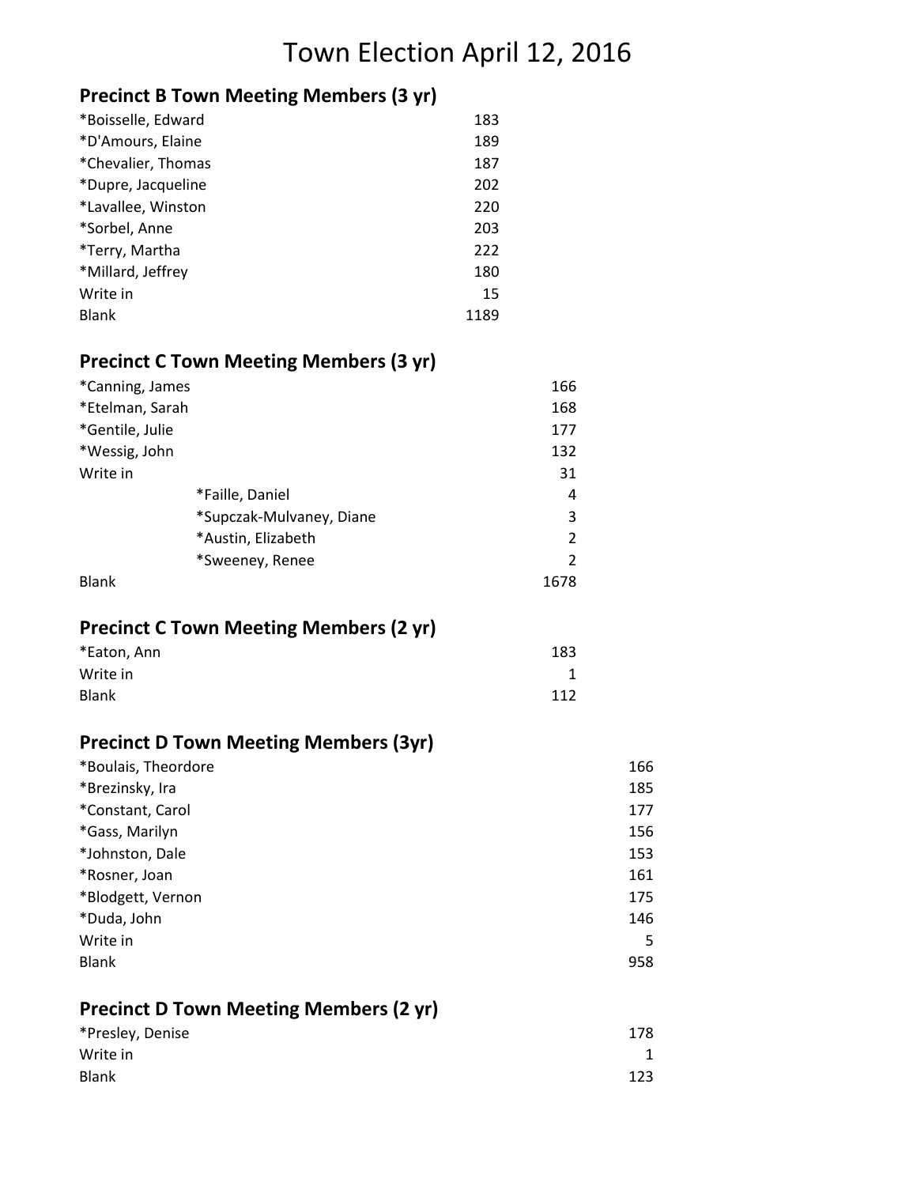# Town Election April 12, 2016

## Precinct B Town Meeting Members (3 yr)

| | |
|---|---|
| *Boisselle, Edward | 183 |
| *D'Amours, Elaine | 189 |
| *Chevalier, Thomas | 187 |
| *Dupre, Jacqueline | 202 |
| *Lavallee, Winston | 220 |
| *Sorbel, Anne | 203 |
| *Terry, Martha | 222 |
| *Millard, Jeffrey | 180 |
| Write in | 15 |
| Blank | 1189 |

## Precinct C Town Meeting Members (3 yr)

| | | |
|---|---|---|
| *Canning, James | | 166 |
| *Etelman, Sarah | | 168 |
| *Gentile, Julie | | 177 |
| *Wessig, John | | 132 |
| Write in | | 31 |
| | *Faille, Daniel | 4 |
| | *Supczak-Mulvaney, Diane | 3 |
| | *Austin, Elizabeth | 2 |
| | *Sweeney, Renee | 2 |
| Blank | | 1678 |

## Precinct C Town Meeting Members (2 yr)

| | |
|---|---|
| *Eaton, Ann | 183 |
| Write in | 1 |
| Blank | 112 |

## Precinct D Town Meeting Members (3yr)

| | |
|---|---|
| *Boulais, Theordore | 166 |
| *Brezinsky, Ira | 185 |
| *Constant, Carol | 177 |
| *Gass, Marilyn | 156 |
| *Johnston, Dale | 153 |
| *Rosner, Joan | 161 |
| *Blodgett, Vernon | 175 |
| *Duda, John | 146 |
| Write in | 5 |
| Blank | 958 |

## Precinct D Town Meeting Members (2 yr)

| | |
|---|---|
| *Presley, Denise | 178 |
| Write in | 1 |
| Blank | 123 |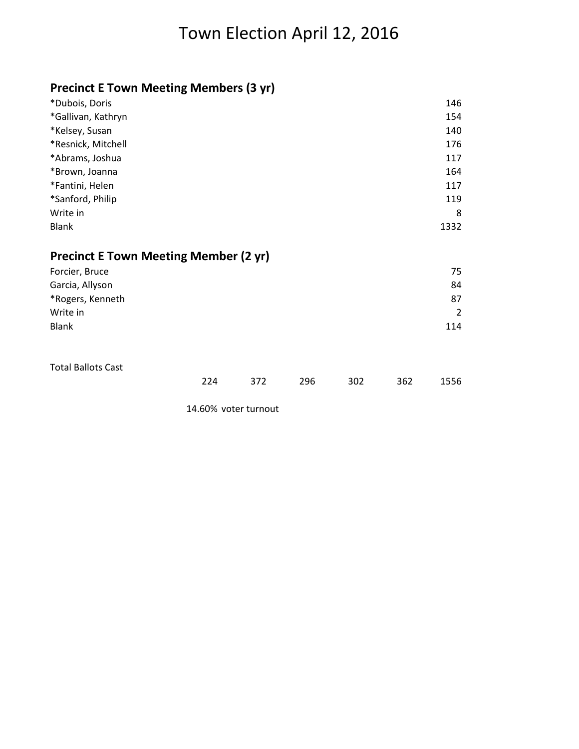# Town Election April 12, 2016

## Precinct E Town Meeting Members (3 yr)

| | |
|---|---|
| *Dubois, Doris | 146 |
| *Gallivan, Kathryn | 154 |
| *Kelsey, Susan | 140 |
| *Resnick, Mitchell | 176 |
| *Abrams, Joshua | 117 |
| *Brown, Joanna | 164 |
| *Fantini, Helen | 117 |
| *Sanford, Philip | 119 |
| Write in | 8 |
| Blank | 1332 |

## Precinct E Town Meeting Member (2 yr)

| | |
|---|---|
| Forcier, Bruce | 75 |
| Garcia, Allyson | 84 |
| *Rogers, Kenneth | 87 |
| Write in | 2 |
| Blank | 114 |

| | | | | | | |
|---|---|---|---|---|---|---|
| Total Ballots Cast | | | | | | |
| | 224 | 372 | 296 | 302 | 362 | 1556 |

14.60% voter turnout